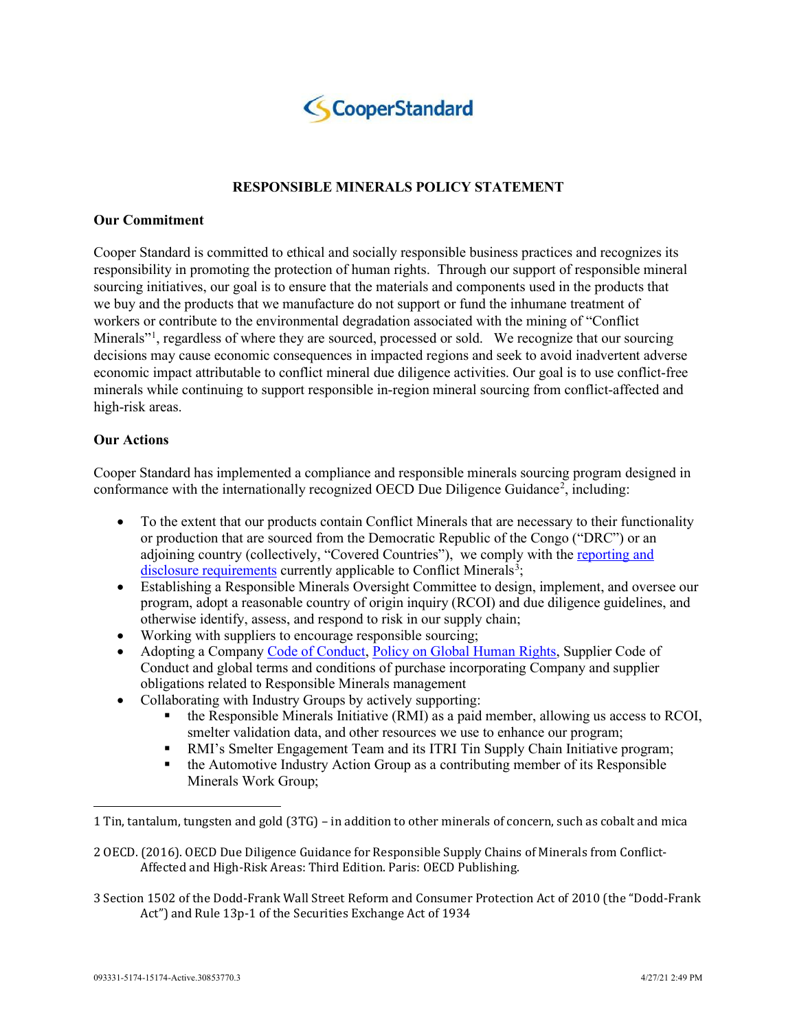CooperStandard

# RESPONSIBLE MINERALS POLICY STATEMENT

## Our Commitment

Cooper Standard is committed to ethical and socially responsible business practices and recognizes its responsibility in promoting the protection of human rights. Through our support of responsible mineral sourcing initiatives, our goal is to ensure that the materials and components used in the products that we buy and the products that we manufacture do not support or fund the inhumane treatment of workers or contribute to the environmental degradation associated with the mining of "Conflict Minerals"[1], regardless of where they are sourced, processed or sold. We recognize that our sourcing decisions may cause economic consequences in impacted regions and seek to avoid inadvertent adverse economic impact attributable to conflict mineral due diligence activities. Our goal is to use conflict-free minerals while continuing to support responsible in-region mineral sourcing from conflict-affected and high-risk areas.

## Our Actions

Cooper Standard has implemented a compliance and responsible minerals sourcing program designed in conformance with the internationally recognized OECD Due Diligence Guidance[2], including:

- To the extent that our products contain Conflict Minerals that are necessary to their functionality or production that are sourced from the Democratic Republic of the Congo ("DRC") or an adjoining country (collectively, "Covered Countries"), we comply with the reporting and disclosure requirements currently applicable to Conflict Minerals[3];
- Establishing a Responsible Minerals Oversight Committee to design, implement, and oversee our program, adopt a reasonable country of origin inquiry (RCOI) and due diligence guidelines, and otherwise identify, assess, and respond to risk in our supply chain;
- Working with suppliers to encourage responsible sourcing;
- Adopting a Company Code of Conduct, Policy on Global Human Rights, Supplier Code of Conduct and global terms and conditions of purchase incorporating Company and supplier obligations related to Responsible Minerals management
- Collaborating with Industry Groups by actively supporting:
  - the Responsible Minerals Initiative (RMI) as a paid member, allowing us access to RCOI, smelter validation data, and other resources we use to enhance our program;
  - RMI's Smelter Engagement Team and its ITRI Tin Supply Chain Initiative program;
  - the Automotive Industry Action Group as a contributing member of its Responsible Minerals Work Group;

---

1 Tin, tantalum, tungsten and gold (3TG) – in addition to other minerals of concern, such as cobalt and mica

2 OECD. (2016). OECD Due Diligence Guidance for Responsible Supply Chains of Minerals from Conflict-Affected and High-Risk Areas: Third Edition. Paris: OECD Publishing.

3 Section 1502 of the Dodd-Frank Wall Street Reform and Consumer Protection Act of 2010 (the "Dodd-Frank Act") and Rule 13p-1 of the Securities Exchange Act of 1934

093331-5174-15174-Active.30853770.3 4/27/21 2:49 PM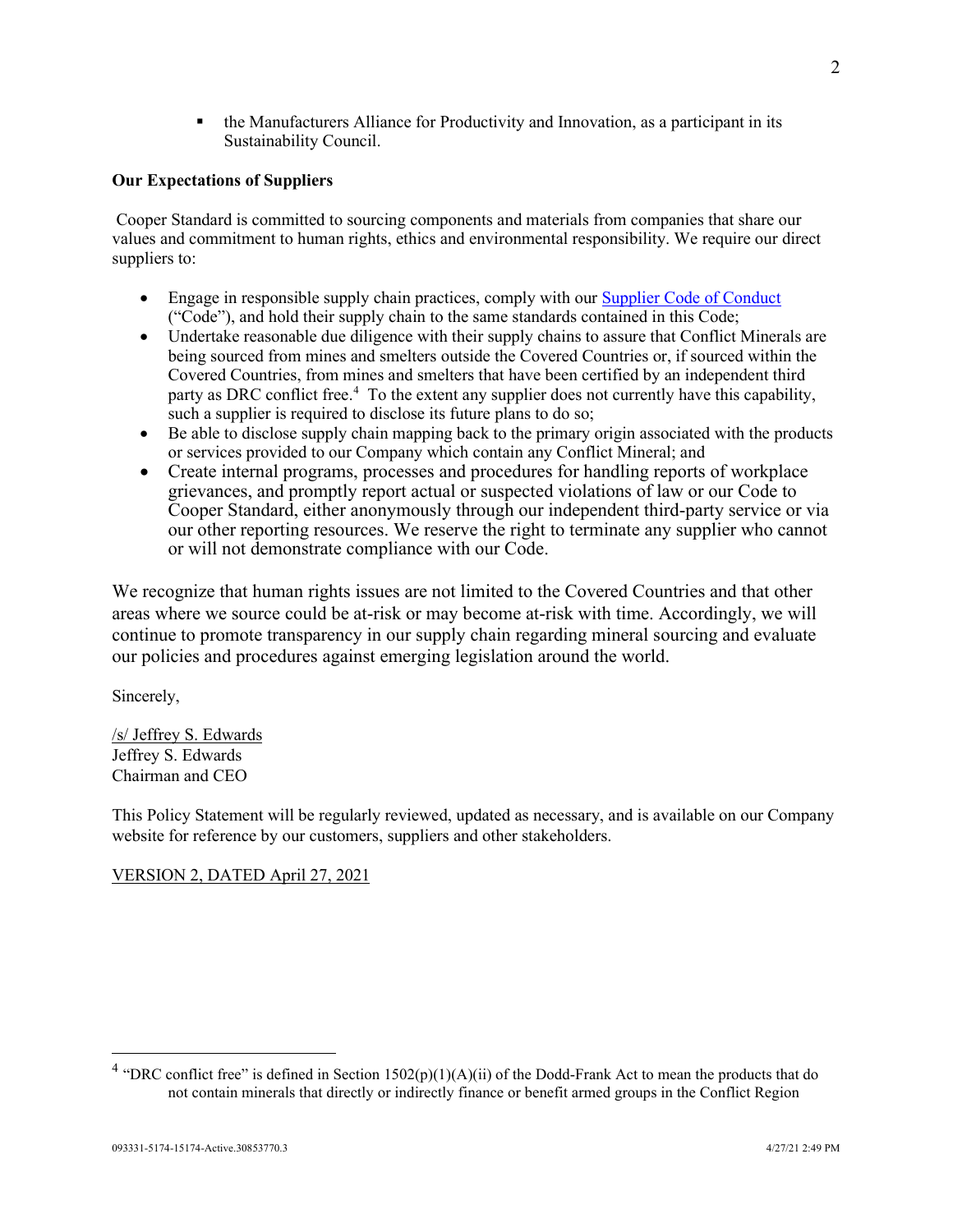- the Manufacturers Alliance for Productivity and Innovation, as a participant in its Sustainability Council.

**Our Expectations of Suppliers**

Cooper Standard is committed to sourcing components and materials from companies that share our values and commitment to human rights, ethics and environmental responsibility. We require our direct suppliers to:

- Engage in responsible supply chain practices, comply with our Supplier Code of Conduct ("Code"), and hold their supply chain to the same standards contained in this Code;
- Undertake reasonable due diligence with their supply chains to assure that Conflict Minerals are being sourced from mines and smelters outside the Covered Countries or, if sourced within the Covered Countries, from mines and smelters that have been certified by an independent third party as DRC conflict free.[4] To the extent any supplier does not currently have this capability, such a supplier is required to disclose its future plans to do so;
- Be able to disclose supply chain mapping back to the primary origin associated with the products or services provided to our Company which contain any Conflict Mineral; and
- Create internal programs, processes and procedures for handling reports of workplace grievances, and promptly report actual or suspected violations of law or our Code to Cooper Standard, either anonymously through our independent third-party service or via our other reporting resources. We reserve the right to terminate any supplier who cannot or will not demonstrate compliance with our Code.

We recognize that human rights issues are not limited to the Covered Countries and that other areas where we source could be at-risk or may become at-risk with time. Accordingly, we will continue to promote transparency in our supply chain regarding mineral sourcing and evaluate our policies and procedures against emerging legislation around the world.

Sincerely,

/s/ Jeffrey S. Edwards
Jeffrey S. Edwards
Chairman and CEO

This Policy Statement will be regularly reviewed, updated as necessary, and is available on our Company website for reference by our customers, suppliers and other stakeholders.

VERSION 2, DATED April 27, 2021

---

[4] "DRC conflict free" is defined in Section 1502(p)(1)(A)(ii) of the Dodd-Frank Act to mean the products that do not contain minerals that directly or indirectly finance or benefit armed groups in the Conflict Region

093331-5174-15174-Active.30853770.3 4/27/21 2:49 PM